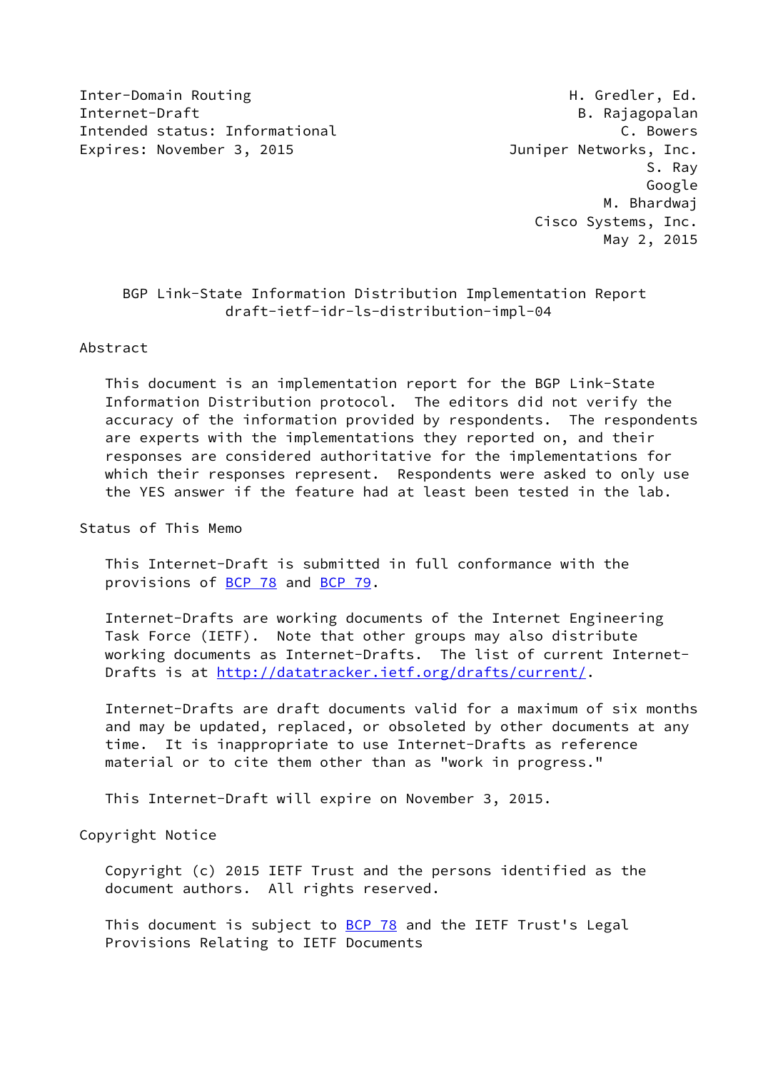Inter-Domain Routing H. Gredler, Ed.
Internet-Draft B. Rajagopalan
Intended status: Informational C. Bowers
Expires: November 3, 2015 Juniper Networks, Inc.
S. Ray
Google
M. Bhardwaj
Cisco Systems, Inc.
May 2, 2015

# BGP Link-State Information Distribution Implementation Report
draft-ietf-idr-ls-distribution-impl-04

## Abstract

This document is an implementation report for the BGP Link-State Information Distribution protocol. The editors did not verify the accuracy of the information provided by respondents. The respondents are experts with the implementations they reported on, and their responses are considered authoritative for the implementations for which their responses represent. Respondents were asked to only use the YES answer if the feature had at least been tested in the lab.

## Status of This Memo

This Internet-Draft is submitted in full conformance with the provisions of BCP 78 and BCP 79.

Internet-Drafts are working documents of the Internet Engineering Task Force (IETF). Note that other groups may also distribute working documents as Internet-Drafts. The list of current Internet-Drafts is at http://datatracker.ietf.org/drafts/current/.

Internet-Drafts are draft documents valid for a maximum of six months and may be updated, replaced, or obsoleted by other documents at any time. It is inappropriate to use Internet-Drafts as reference material or to cite them other than as "work in progress."

This Internet-Draft will expire on November 3, 2015.

## Copyright Notice

Copyright (c) 2015 IETF Trust and the persons identified as the document authors. All rights reserved.

This document is subject to BCP 78 and the IETF Trust's Legal Provisions Relating to IETF Documents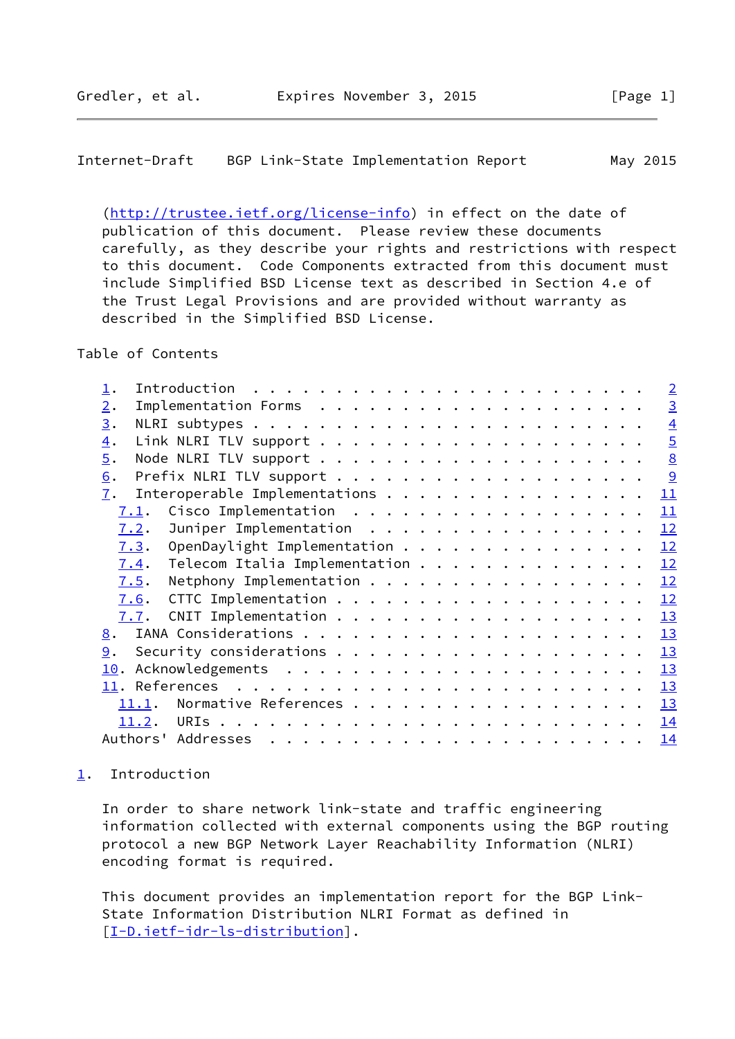(http://trustee.ietf.org/license-info) in effect on the date of publication of this document. Please review these documents carefully, as they describe your rights and restrictions with respect to this document. Code Components extracted from this document must include Simplified BSD License text as described in Section 4.e of the Trust Legal Provisions and are provided without warranty as described in the Simplified BSD License.

Table of Contents

```
   1.  Introduction . . . . . . . . . . . . . . . . . . . . . . . .   2
   2.  Implementation Forms . . . . . . . . . . . . . . . . . . . .   3
   3.  NLRI subtypes . . . . . . . . . . . . . . . . . . . . . . . .   4
   4.  Link NLRI TLV support . . . . . . . . . . . . . . . . . . . .   5
   5.  Node NLRI TLV support . . . . . . . . . . . . . . . . . . . .   8
   6.  Prefix NLRI TLV support . . . . . . . . . . . . . . . . . . .   9
   7.  Interoperable Implementations . . . . . . . . . . . . . . . .  11
     7.1.  Cisco Implementation  . . . . . . . . . . . . . . . . . .  11
     7.2.  Juniper Implementation  . . . . . . . . . . . . . . . . .  12
     7.3.  OpenDaylight Implementation . . . . . . . . . . . . . . .  12
     7.4.  Telecom Italia Implementation . . . . . . . . . . . . . .  12
     7.5.  Netphony Implementation . . . . . . . . . . . . . . . . .  12
     7.6.  CTTC Implementation . . . . . . . . . . . . . . . . . . .  12
     7.7.  CNIT Implementation . . . . . . . . . . . . . . . . . . .  13
   8.  IANA Considerations . . . . . . . . . . . . . . . . . . . . .  13
   9.  Security considerations . . . . . . . . . . . . . . . . . . .  13
   10. Acknowledgements  . . . . . . . . . . . . . . . . . . . . . .  13
   11. References  . . . . . . . . . . . . . . . . . . . . . . . . .  13
     11.1.  Normative References . . . . . . . . . . . . . . . . . .  13
     11.2.  URIs . . . . . . . . . . . . . . . . . . . . . . . . . .  14
   Authors' Addresses  . . . . . . . . . . . . . . . . . . . . . . .  14
```

## 1. Introduction

In order to share network link-state and traffic engineering information collected with external components using the BGP routing protocol a new BGP Network Layer Reachability Information (NLRI) encoding format is required.

This document provides an implementation report for the BGP Link-State Information Distribution NLRI Format as defined in [I-D.ietf-idr-ls-distribution].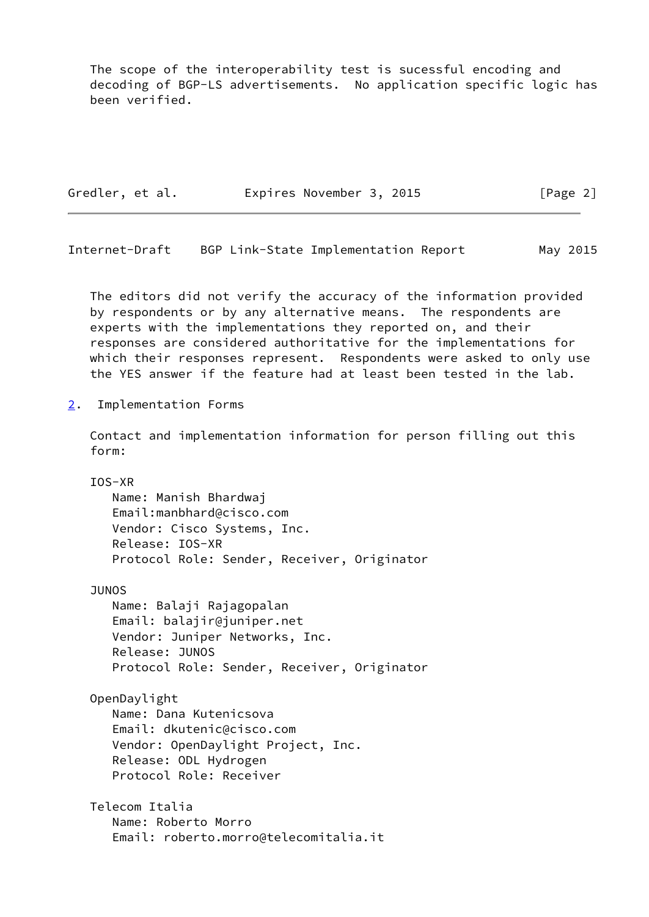The scope of the interoperability test is sucessful encoding and decoding of BGP-LS advertisements. No application specific logic has been verified.

The editors did not verify the accuracy of the information provided by respondents or by any alternative means. The respondents are experts with the implementations they reported on, and their responses are considered authoritative for the implementations for which their responses represent. Respondents were asked to only use the YES answer if the feature had at least been tested in the lab.

## 2. Implementation Forms

Contact and implementation information for person filling out this form:

IOS-XR
- Name: Manish Bhardwaj
- Email:manbhard@cisco.com
- Vendor: Cisco Systems, Inc.
- Release: IOS-XR
- Protocol Role: Sender, Receiver, Originator

JUNOS
- Name: Balaji Rajagopalan
- Email: balajir@juniper.net
- Vendor: Juniper Networks, Inc.
- Release: JUNOS
- Protocol Role: Sender, Receiver, Originator

OpenDaylight
- Name: Dana Kutenicsova
- Email: dkutenic@cisco.com
- Vendor: OpenDaylight Project, Inc.
- Release: ODL Hydrogen
- Protocol Role: Receiver

Telecom Italia
- Name: Roberto Morro
- Email: roberto.morro@telecomitalia.it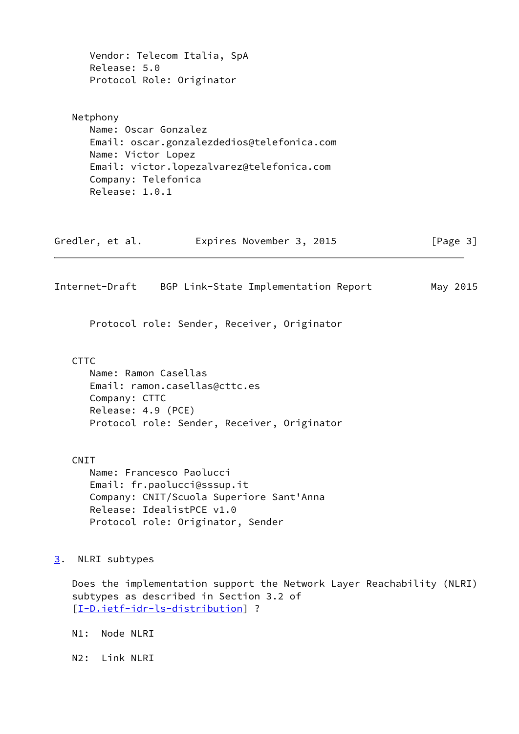Vendor: Telecom Italia, SpA
Release: 5.0
Protocol Role: Originator

Netphony
Name: Oscar Gonzalez
Email: oscar.gonzalezdedios@telefonica.com
Name: Victor Lopez
Email: victor.lopezalvarez@telefonica.com
Company: Telefonica
Release: 1.0.1

Protocol role: Sender, Receiver, Originator

CTTC
Name: Ramon Casellas
Email: ramon.casellas@cttc.es
Company: CTTC
Release: 4.9 (PCE)
Protocol role: Sender, Receiver, Originator

CNIT
Name: Francesco Paolucci
Email: fr.paolucci@sssup.it
Company: CNIT/Scuola Superiore Sant'Anna
Release: IdealistPCE v1.0
Protocol role: Originator, Sender

## 3. NLRI subtypes

Does the implementation support the Network Layer Reachability (NLRI) subtypes as described in Section 3.2 of [I-D.ietf-idr-ls-distribution] ?

N1: Node NLRI

N2: Link NLRI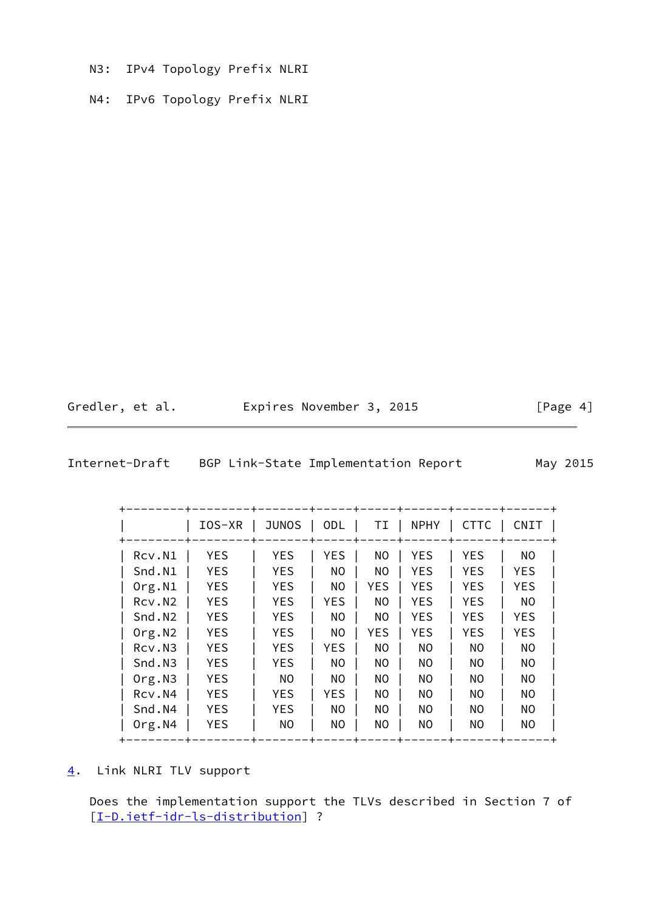N3: IPv4 Topology Prefix NLRI

N4: IPv6 Topology Prefix NLRI

|  | IOS-XR | JUNOS | ODL | TI | NPHY | CTTC | CNIT |
|---|---|---|---|---|---|---|---|
| Rcv.N1 | YES | YES | YES | NO | YES | YES | NO |
| Snd.N1 | YES | YES | NO | NO | YES | YES | YES |
| Org.N1 | YES | YES | NO | YES | YES | YES | YES |
| Rcv.N2 | YES | YES | YES | NO | YES | YES | NO |
| Snd.N2 | YES | YES | NO | NO | YES | YES | YES |
| Org.N2 | YES | YES | NO | YES | YES | YES | YES |
| Rcv.N3 | YES | YES | YES | NO | NO | NO | NO |
| Snd.N3 | YES | YES | NO | NO | NO | NO | NO |
| Org.N3 | YES | NO | NO | NO | NO | NO | NO |
| Rcv.N4 | YES | YES | YES | NO | NO | NO | NO |
| Snd.N4 | YES | YES | NO | NO | NO | NO | NO |
| Org.N4 | YES | NO | NO | NO | NO | NO | NO |

## 4. Link NLRI TLV support

Does the implementation support the TLVs described in Section 7 of [I-D.ietf-idr-ls-distribution] ?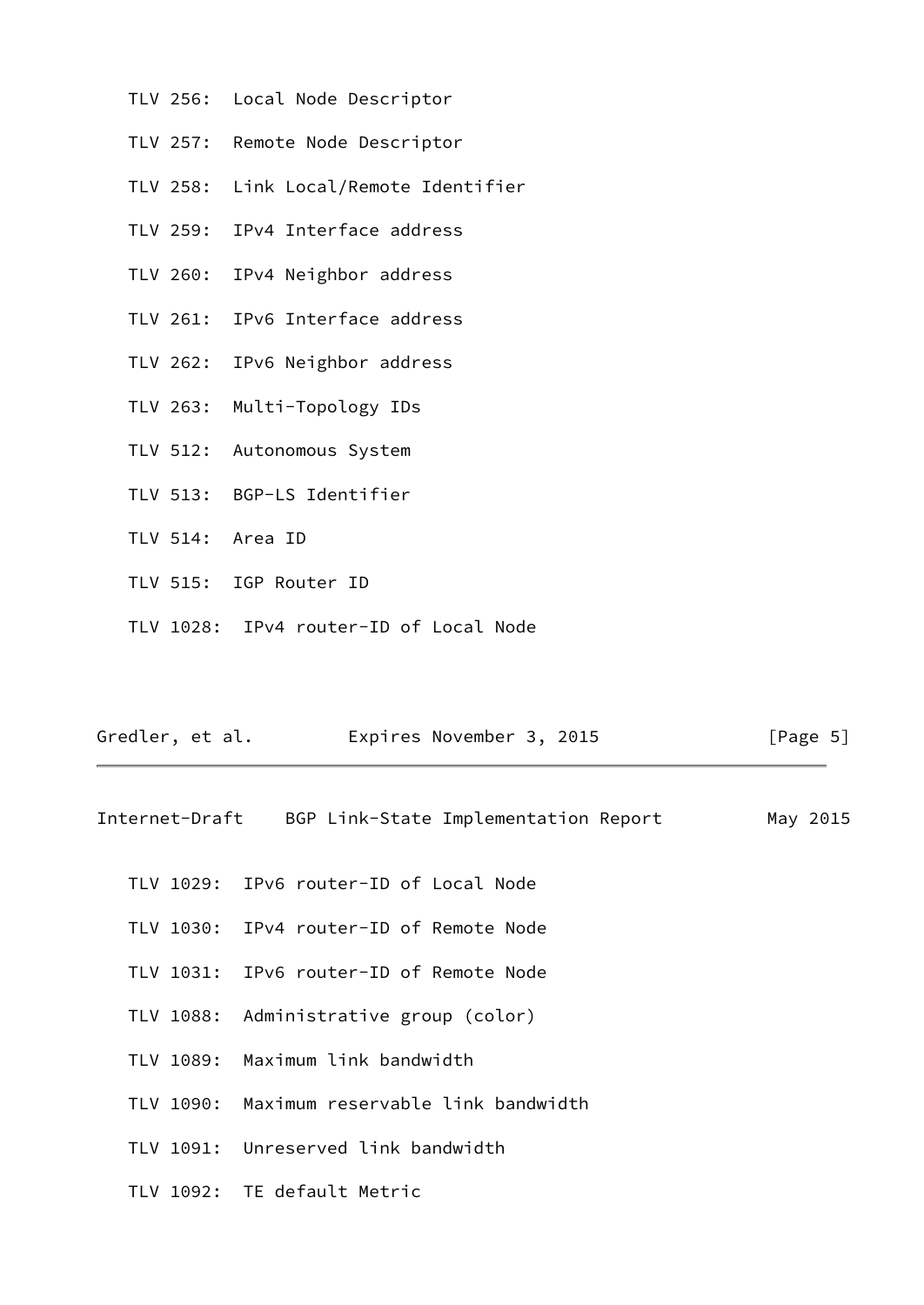TLV 256:  Local Node Descriptor

TLV 257:  Remote Node Descriptor

TLV 258:  Link Local/Remote Identifier

TLV 259:  IPv4 Interface address

TLV 260:  IPv4 Neighbor address

TLV 261:  IPv6 Interface address

TLV 262:  IPv6 Neighbor address

TLV 263:  Multi-Topology IDs

TLV 512:  Autonomous System

TLV 513:  BGP-LS Identifier

TLV 514:  Area ID

TLV 515:  IGP Router ID

TLV 1028:  IPv4 router-ID of Local Node

TLV 1029:  IPv6 router-ID of Local Node

TLV 1030:  IPv4 router-ID of Remote Node

TLV 1031:  IPv6 router-ID of Remote Node

TLV 1088:  Administrative group (color)

TLV 1089:  Maximum link bandwidth

TLV 1090:  Maximum reservable link bandwidth

TLV 1091:  Unreserved link bandwidth

TLV 1092:  TE default Metric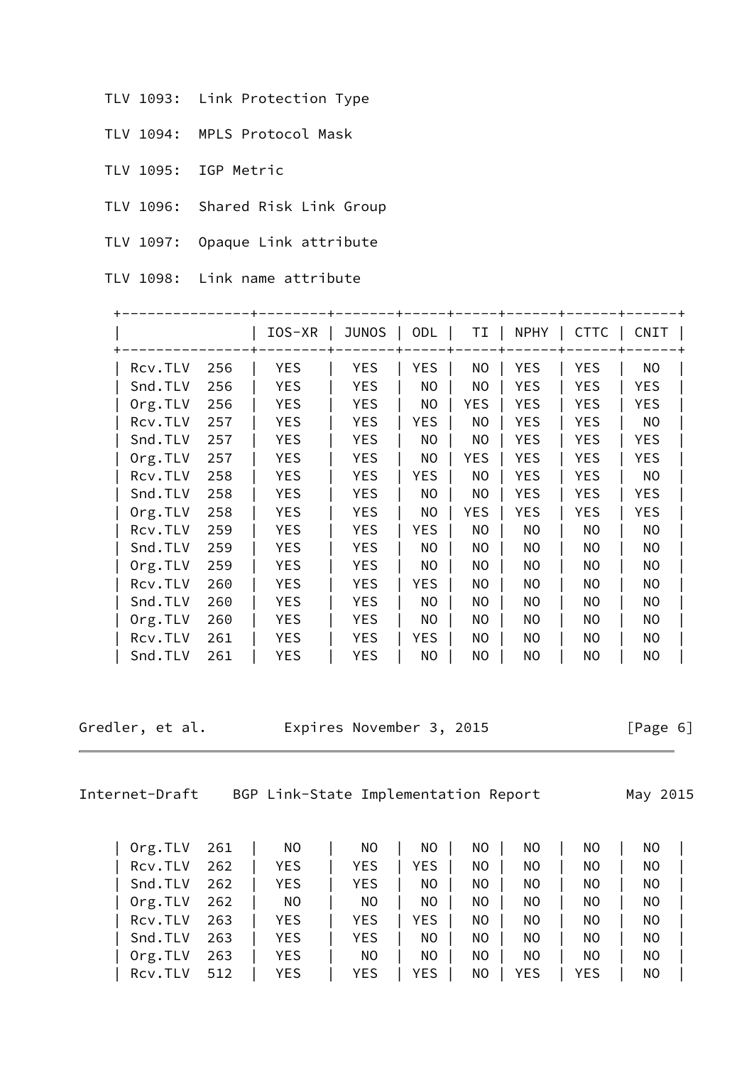TLV 1093: Link Protection Type

TLV 1094: MPLS Protocol Mask

TLV 1095: IGP Metric

TLV 1096: Shared Risk Link Group

TLV 1097: Opaque Link attribute

TLV 1098: Link name attribute

| | IOS-XR | JUNOS | ODL | TI | NPHY | CTTC | CNIT |
|---|---|---|---|---|---|---|---|
| Rcv.TLV 256 | YES | YES | YES | NO | YES | YES | NO |
| Snd.TLV 256 | YES | YES | NO | NO | YES | YES | YES |
| Org.TLV 256 | YES | YES | NO | YES | YES | YES | YES |
| Rcv.TLV 257 | YES | YES | YES | NO | YES | YES | NO |
| Snd.TLV 257 | YES | YES | NO | NO | YES | YES | YES |
| Org.TLV 257 | YES | YES | NO | YES | YES | YES | YES |
| Rcv.TLV 258 | YES | YES | YES | NO | YES | YES | NO |
| Snd.TLV 258 | YES | YES | NO | NO | YES | YES | YES |
| Org.TLV 258 | YES | YES | NO | YES | YES | YES | YES |
| Rcv.TLV 259 | YES | YES | YES | NO | NO | NO | NO |
| Snd.TLV 259 | YES | YES | NO | NO | NO | NO | NO |
| Org.TLV 259 | YES | YES | NO | NO | NO | NO | NO |
| Rcv.TLV 260 | YES | YES | YES | NO | NO | NO | NO |
| Snd.TLV 260 | YES | YES | NO | NO | NO | NO | NO |
| Org.TLV 260 | YES | YES | NO | NO | NO | NO | NO |
| Rcv.TLV 261 | YES | YES | YES | NO | NO | NO | NO |
| Snd.TLV 261 | YES | YES | NO | NO | NO | NO | NO |
| Org.TLV 261 | NO | NO | NO | NO | NO | NO | NO |
| Rcv.TLV 262 | YES | YES | YES | NO | NO | NO | NO |
| Snd.TLV 262 | YES | YES | NO | NO | NO | NO | NO |
| Org.TLV 262 | NO | NO | NO | NO | NO | NO | NO |
| Rcv.TLV 263 | YES | YES | YES | NO | NO | NO | NO |
| Snd.TLV 263 | YES | YES | NO | NO | NO | NO | NO |
| Org.TLV 263 | YES | NO | NO | NO | NO | NO | NO |
| Rcv.TLV 512 | YES | YES | YES | NO | YES | YES | NO |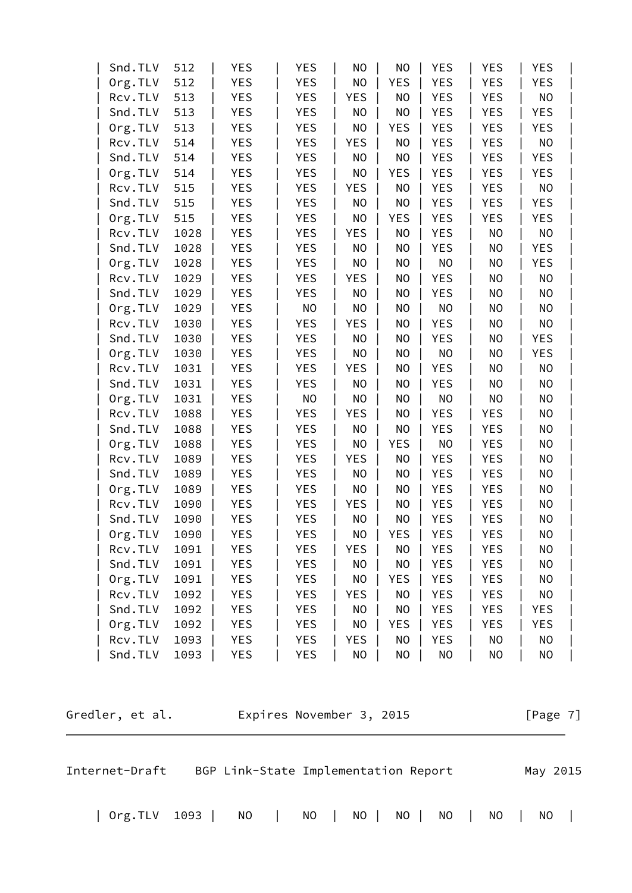| | | | | | | | | |
|---|---|---|---|---|---|---|---|---|
| Snd.TLV | 512 | YES | YES | NO | NO | YES | YES | YES |
| Org.TLV | 512 | YES | YES | NO | YES | YES | YES | YES |
| Rcv.TLV | 513 | YES | YES | YES | NO | YES | YES | NO |
| Snd.TLV | 513 | YES | YES | NO | NO | YES | YES | YES |
| Org.TLV | 513 | YES | YES | NO | YES | YES | YES | YES |
| Rcv.TLV | 514 | YES | YES | YES | NO | YES | YES | NO |
| Snd.TLV | 514 | YES | YES | NO | NO | YES | YES | YES |
| Org.TLV | 514 | YES | YES | NO | YES | YES | YES | YES |
| Rcv.TLV | 515 | YES | YES | YES | NO | YES | YES | NO |
| Snd.TLV | 515 | YES | YES | NO | NO | YES | YES | YES |
| Org.TLV | 515 | YES | YES | NO | YES | YES | YES | YES |
| Rcv.TLV | 1028 | YES | YES | YES | NO | YES | NO | NO |
| Snd.TLV | 1028 | YES | YES | NO | NO | YES | NO | YES |
| Org.TLV | 1028 | YES | YES | NO | NO | NO | NO | YES |
| Rcv.TLV | 1029 | YES | YES | YES | NO | YES | NO | NO |
| Snd.TLV | 1029 | YES | YES | NO | NO | YES | NO | NO |
| Org.TLV | 1029 | YES | NO | NO | NO | NO | NO | NO |
| Rcv.TLV | 1030 | YES | YES | YES | NO | YES | NO | NO |
| Snd.TLV | 1030 | YES | YES | NO | NO | YES | NO | YES |
| Org.TLV | 1030 | YES | YES | NO | NO | NO | NO | YES |
| Rcv.TLV | 1031 | YES | YES | YES | NO | YES | NO | NO |
| Snd.TLV | 1031 | YES | YES | NO | NO | YES | NO | NO |
| Org.TLV | 1031 | YES | NO | NO | NO | NO | NO | NO |
| Rcv.TLV | 1088 | YES | YES | YES | NO | YES | YES | NO |
| Snd.TLV | 1088 | YES | YES | NO | NO | YES | YES | NO |
| Org.TLV | 1088 | YES | YES | NO | YES | NO | YES | NO |
| Rcv.TLV | 1089 | YES | YES | YES | NO | YES | YES | NO |
| Snd.TLV | 1089 | YES | YES | NO | NO | YES | YES | NO |
| Org.TLV | 1089 | YES | YES | NO | NO | YES | YES | NO |
| Rcv.TLV | 1090 | YES | YES | YES | NO | YES | YES | NO |
| Snd.TLV | 1090 | YES | YES | NO | NO | YES | YES | NO |
| Org.TLV | 1090 | YES | YES | NO | YES | YES | YES | NO |
| Rcv.TLV | 1091 | YES | YES | YES | NO | YES | YES | NO |
| Snd.TLV | 1091 | YES | YES | NO | NO | YES | YES | NO |
| Org.TLV | 1091 | YES | YES | NO | YES | YES | YES | NO |
| Rcv.TLV | 1092 | YES | YES | YES | NO | YES | YES | NO |
| Snd.TLV | 1092 | YES | YES | NO | NO | YES | YES | YES |
| Org.TLV | 1092 | YES | YES | NO | YES | YES | YES | YES |
| Rcv.TLV | 1093 | YES | YES | YES | NO | YES | NO | NO |
| Snd.TLV | 1093 | YES | YES | NO | NO | NO | NO | NO |
| Org.TLV | 1093 | NO | NO | NO | NO | NO | NO | NO |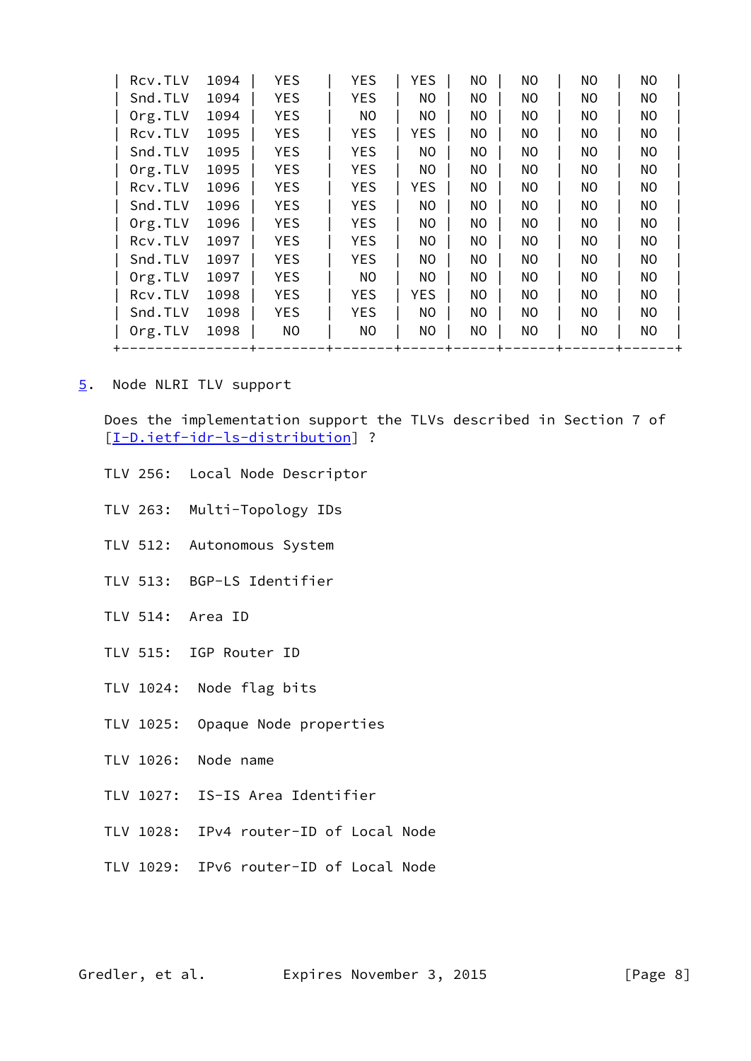| | | | | | | | | |
|---|---|---|---|---|---|---|---|---|
| Rcv.TLV | 1094 | YES | YES | YES | NO | NO | NO | NO |
| Snd.TLV | 1094 | YES | YES | NO | NO | NO | NO | NO |
| Org.TLV | 1094 | YES | NO | NO | NO | NO | NO | NO |
| Rcv.TLV | 1095 | YES | YES | YES | NO | NO | NO | NO |
| Snd.TLV | 1095 | YES | YES | NO | NO | NO | NO | NO |
| Org.TLV | 1095 | YES | YES | NO | NO | NO | NO | NO |
| Rcv.TLV | 1096 | YES | YES | YES | NO | NO | NO | NO |
| Snd.TLV | 1096 | YES | YES | NO | NO | NO | NO | NO |
| Org.TLV | 1096 | YES | YES | NO | NO | NO | NO | NO |
| Rcv.TLV | 1097 | YES | YES | NO | NO | NO | NO | NO |
| Snd.TLV | 1097 | YES | YES | NO | NO | NO | NO | NO |
| Org.TLV | 1097 | YES | NO | NO | NO | NO | NO | NO |
| Rcv.TLV | 1098 | YES | YES | YES | NO | NO | NO | NO |
| Snd.TLV | 1098 | YES | YES | NO | NO | NO | NO | NO |
| Org.TLV | 1098 | NO | NO | NO | NO | NO | NO | NO |

## 5. Node NLRI TLV support

Does the implementation support the TLVs described in Section 7 of [I-D.ietf-idr-ls-distribution] ?

TLV 256: Local Node Descriptor

TLV 263: Multi-Topology IDs

TLV 512: Autonomous System

TLV 513: BGP-LS Identifier

TLV 514: Area ID

TLV 515: IGP Router ID

TLV 1024: Node flag bits

TLV 1025: Opaque Node properties

TLV 1026: Node name

TLV 1027: IS-IS Area Identifier

TLV 1028: IPv4 router-ID of Local Node

TLV 1029: IPv6 router-ID of Local Node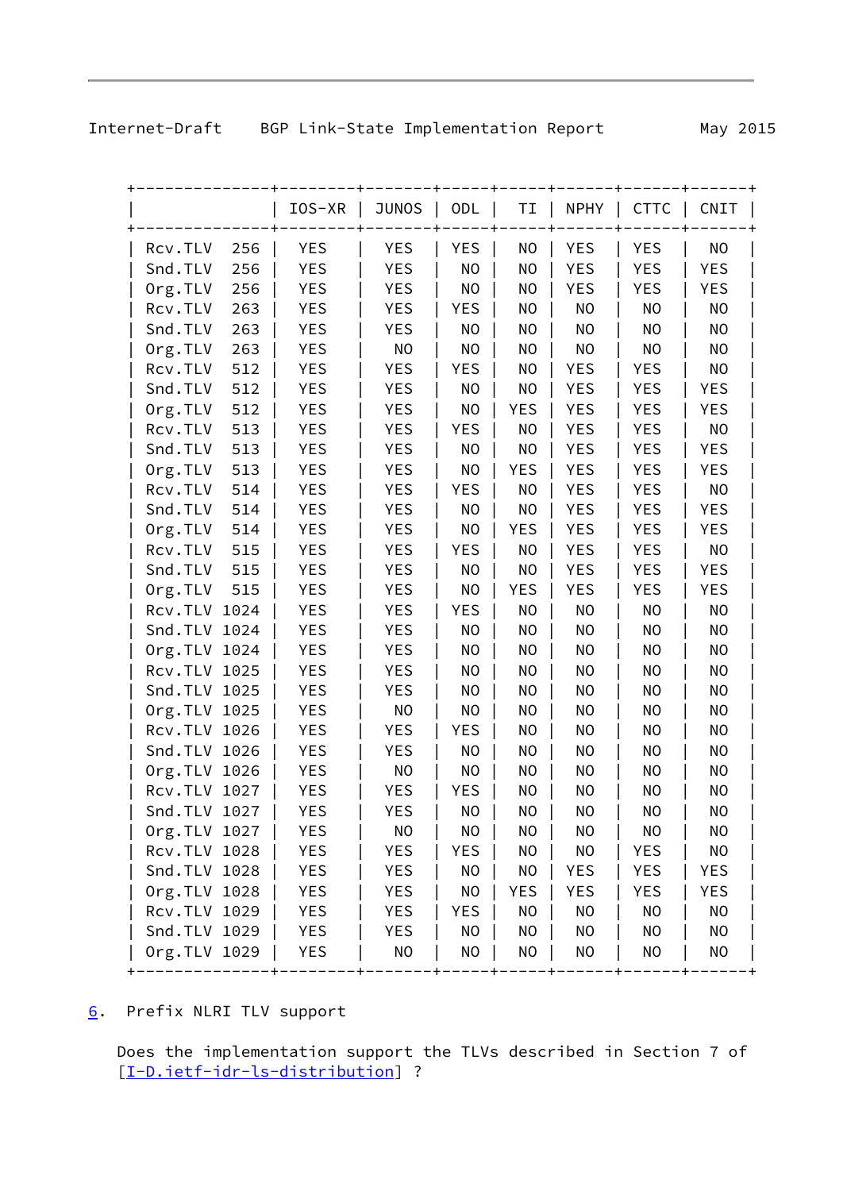| | IOS-XR | JUNOS | ODL | TI | NPHY | CTTC | CNIT |
|---|---|---|---|---|---|---|---|
| Rcv.TLV 256 | YES | YES | YES | NO | YES | YES | NO |
| Snd.TLV 256 | YES | YES | NO | NO | YES | YES | YES |
| Org.TLV 256 | YES | YES | NO | NO | YES | YES | YES |
| Rcv.TLV 263 | YES | YES | YES | NO | NO | NO | NO |
| Snd.TLV 263 | YES | YES | NO | NO | NO | NO | NO |
| Org.TLV 263 | YES | NO | NO | NO | NO | NO | NO |
| Rcv.TLV 512 | YES | YES | YES | NO | YES | YES | NO |
| Snd.TLV 512 | YES | YES | NO | NO | YES | YES | YES |
| Org.TLV 512 | YES | YES | NO | YES | YES | YES | YES |
| Rcv.TLV 513 | YES | YES | YES | NO | YES | YES | NO |
| Snd.TLV 513 | YES | YES | NO | NO | YES | YES | YES |
| Org.TLV 513 | YES | YES | NO | YES | YES | YES | YES |
| Rcv.TLV 514 | YES | YES | YES | NO | YES | YES | NO |
| Snd.TLV 514 | YES | YES | NO | NO | YES | YES | YES |
| Org.TLV 514 | YES | YES | NO | YES | YES | YES | YES |
| Rcv.TLV 515 | YES | YES | YES | NO | YES | YES | NO |
| Snd.TLV 515 | YES | YES | NO | NO | YES | YES | YES |
| Org.TLV 515 | YES | YES | NO | YES | YES | YES | YES |
| Rcv.TLV 1024 | YES | YES | YES | NO | NO | NO | NO |
| Snd.TLV 1024 | YES | YES | NO | NO | NO | NO | NO |
| Org.TLV 1024 | YES | YES | NO | NO | NO | NO | NO |
| Rcv.TLV 1025 | YES | YES | NO | NO | NO | NO | NO |
| Snd.TLV 1025 | YES | YES | NO | NO | NO | NO | NO |
| Org.TLV 1025 | YES | NO | NO | NO | NO | NO | NO |
| Rcv.TLV 1026 | YES | YES | YES | NO | NO | NO | NO |
| Snd.TLV 1026 | YES | YES | NO | NO | NO | NO | NO |
| Org.TLV 1026 | YES | NO | NO | NO | NO | NO | NO |
| Rcv.TLV 1027 | YES | YES | YES | NO | NO | NO | NO |
| Snd.TLV 1027 | YES | YES | NO | NO | NO | NO | NO |
| Org.TLV 1027 | YES | NO | NO | NO | NO | NO | NO |
| Rcv.TLV 1028 | YES | YES | YES | NO | NO | YES | NO |
| Snd.TLV 1028 | YES | YES | NO | NO | YES | YES | YES |
| Org.TLV 1028 | YES | YES | NO | YES | YES | YES | YES |
| Rcv.TLV 1029 | YES | YES | YES | NO | NO | NO | NO |
| Snd.TLV 1029 | YES | YES | NO | NO | NO | NO | NO |
| Org.TLV 1029 | YES | NO | NO | NO | NO | NO | NO |

## 6. Prefix NLRI TLV support

Does the implementation support the TLVs described in Section 7 of [I-D.ietf-idr-ls-distribution] ?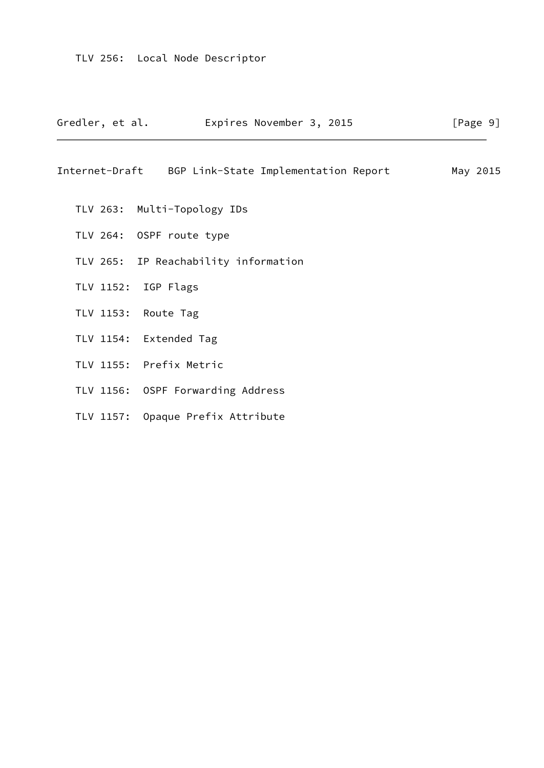TLV 256:  Local Node Descriptor

TLV 263:  Multi-Topology IDs

TLV 264:  OSPF route type

TLV 265:  IP Reachability information

TLV 1152:  IGP Flags

TLV 1153:  Route Tag

TLV 1154:  Extended Tag

TLV 1155:  Prefix Metric

TLV 1156:  OSPF Forwarding Address

TLV 1157:  Opaque Prefix Attribute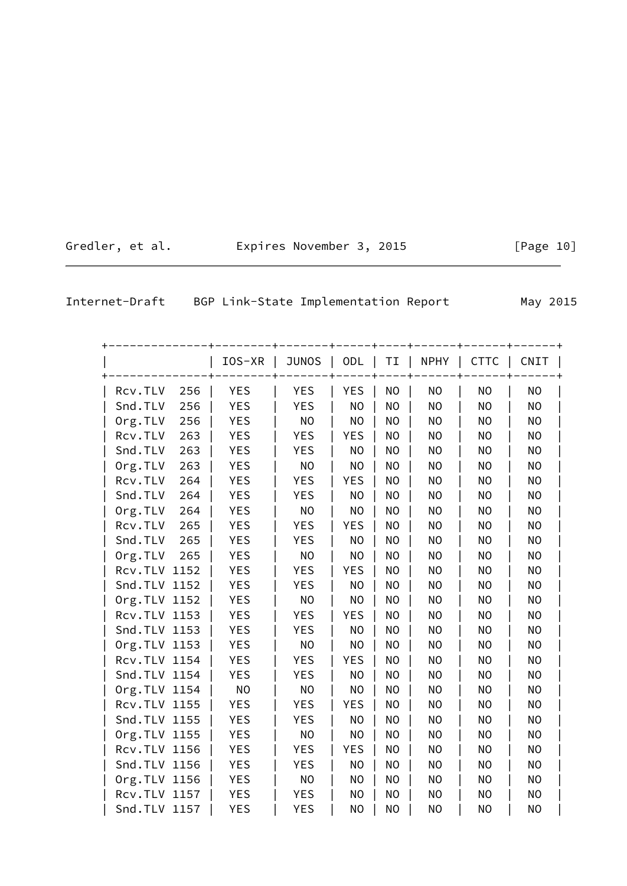| | IOS-XR | JUNOS | ODL | TI | NPHY | CTTC | CNIT |
|---|---|---|---|---|---|---|---|
| Rcv.TLV 256 | YES | YES | YES | NO | NO | NO | NO |
| Snd.TLV 256 | YES | YES | NO | NO | NO | NO | NO |
| Org.TLV 256 | YES | NO | NO | NO | NO | NO | NO |
| Rcv.TLV 263 | YES | YES | YES | NO | NO | NO | NO |
| Snd.TLV 263 | YES | YES | NO | NO | NO | NO | NO |
| Org.TLV 263 | YES | NO | NO | NO | NO | NO | NO |
| Rcv.TLV 264 | YES | YES | YES | NO | NO | NO | NO |
| Snd.TLV 264 | YES | YES | NO | NO | NO | NO | NO |
| Org.TLV 264 | YES | NO | NO | NO | NO | NO | NO |
| Rcv.TLV 265 | YES | YES | YES | NO | NO | NO | NO |
| Snd.TLV 265 | YES | YES | NO | NO | NO | NO | NO |
| Org.TLV 265 | YES | NO | NO | NO | NO | NO | NO |
| Rcv.TLV 1152 | YES | YES | YES | NO | NO | NO | NO |
| Snd.TLV 1152 | YES | YES | NO | NO | NO | NO | NO |
| Org.TLV 1152 | YES | NO | NO | NO | NO | NO | NO |
| Rcv.TLV 1153 | YES | YES | YES | NO | NO | NO | NO |
| Snd.TLV 1153 | YES | YES | NO | NO | NO | NO | NO |
| Org.TLV 1153 | YES | NO | NO | NO | NO | NO | NO |
| Rcv.TLV 1154 | YES | YES | YES | NO | NO | NO | NO |
| Snd.TLV 1154 | YES | YES | NO | NO | NO | NO | NO |
| Org.TLV 1154 | NO | NO | NO | NO | NO | NO | NO |
| Rcv.TLV 1155 | YES | YES | YES | NO | NO | NO | NO |
| Snd.TLV 1155 | YES | YES | NO | NO | NO | NO | NO |
| Org.TLV 1155 | YES | NO | NO | NO | NO | NO | NO |
| Rcv.TLV 1156 | YES | YES | YES | NO | NO | NO | NO |
| Snd.TLV 1156 | YES | YES | NO | NO | NO | NO | NO |
| Org.TLV 1156 | YES | NO | NO | NO | NO | NO | NO |
| Rcv.TLV 1157 | YES | YES | NO | NO | NO | NO | NO |
| Snd.TLV 1157 | YES | YES | NO | NO | NO | NO | NO |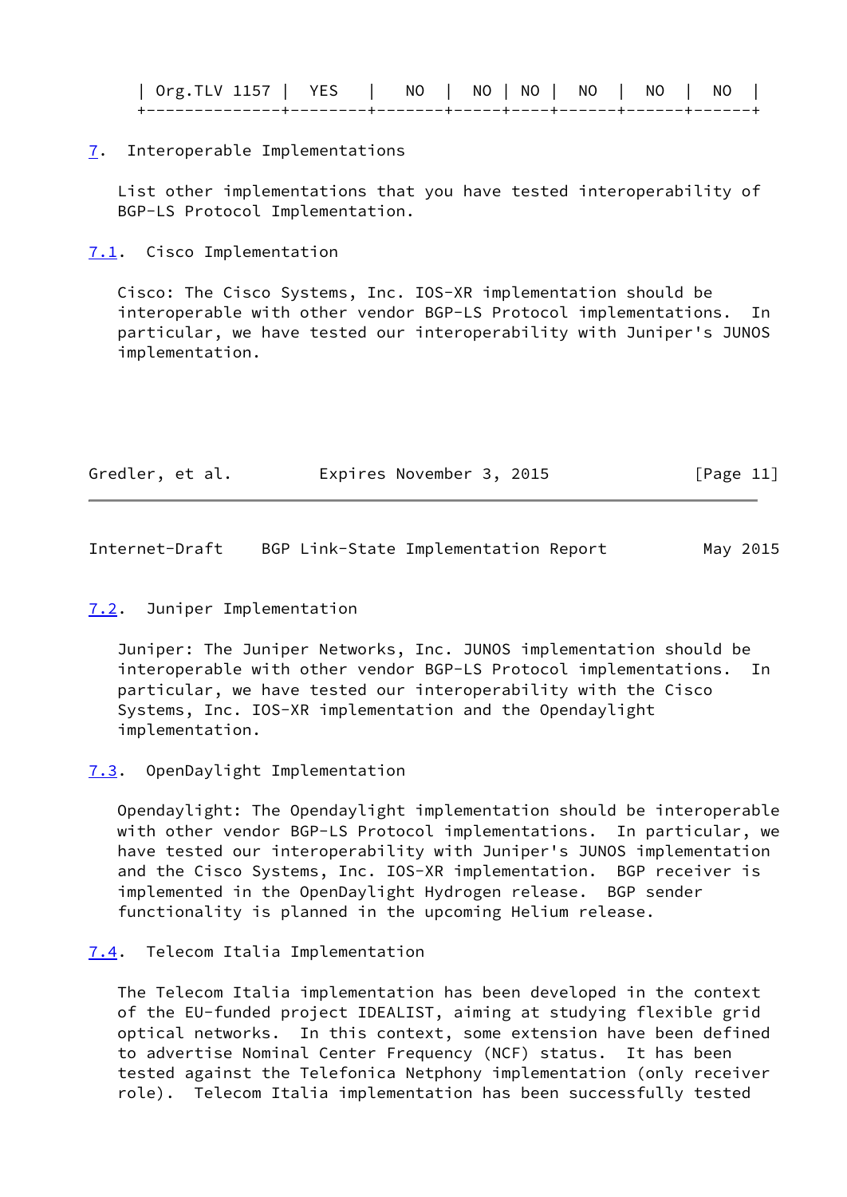| | | | | | | | |
|---|---|---|---|---|---|---|---|
| Org.TLV 1157 | YES | NO | NO | NO | NO | NO | NO |

## 7. Interoperable Implementations

List other implementations that you have tested interoperability of BGP-LS Protocol Implementation.

### 7.1. Cisco Implementation

Cisco: The Cisco Systems, Inc. IOS-XR implementation should be interoperable with other vendor BGP-LS Protocol implementations. In particular, we have tested our interoperability with Juniper's JUNOS implementation.

### 7.2. Juniper Implementation

Juniper: The Juniper Networks, Inc. JUNOS implementation should be interoperable with other vendor BGP-LS Protocol implementations. In particular, we have tested our interoperability with the Cisco Systems, Inc. IOS-XR implementation and the Opendaylight implementation.

### 7.3. OpenDaylight Implementation

Opendaylight: The Opendaylight implementation should be interoperable with other vendor BGP-LS Protocol implementations. In particular, we have tested our interoperability with Juniper's JUNOS implementation and the Cisco Systems, Inc. IOS-XR implementation. BGP receiver is implemented in the OpenDaylight Hydrogen release. BGP sender functionality is planned in the upcoming Helium release.

### 7.4. Telecom Italia Implementation

The Telecom Italia implementation has been developed in the context of the EU-funded project IDEALIST, aiming at studying flexible grid optical networks. In this context, some extension have been defined to advertise Nominal Center Frequency (NCF) status. It has been tested against the Telefonica Netphony implementation (only receiver role). Telecom Italia implementation has been successfully tested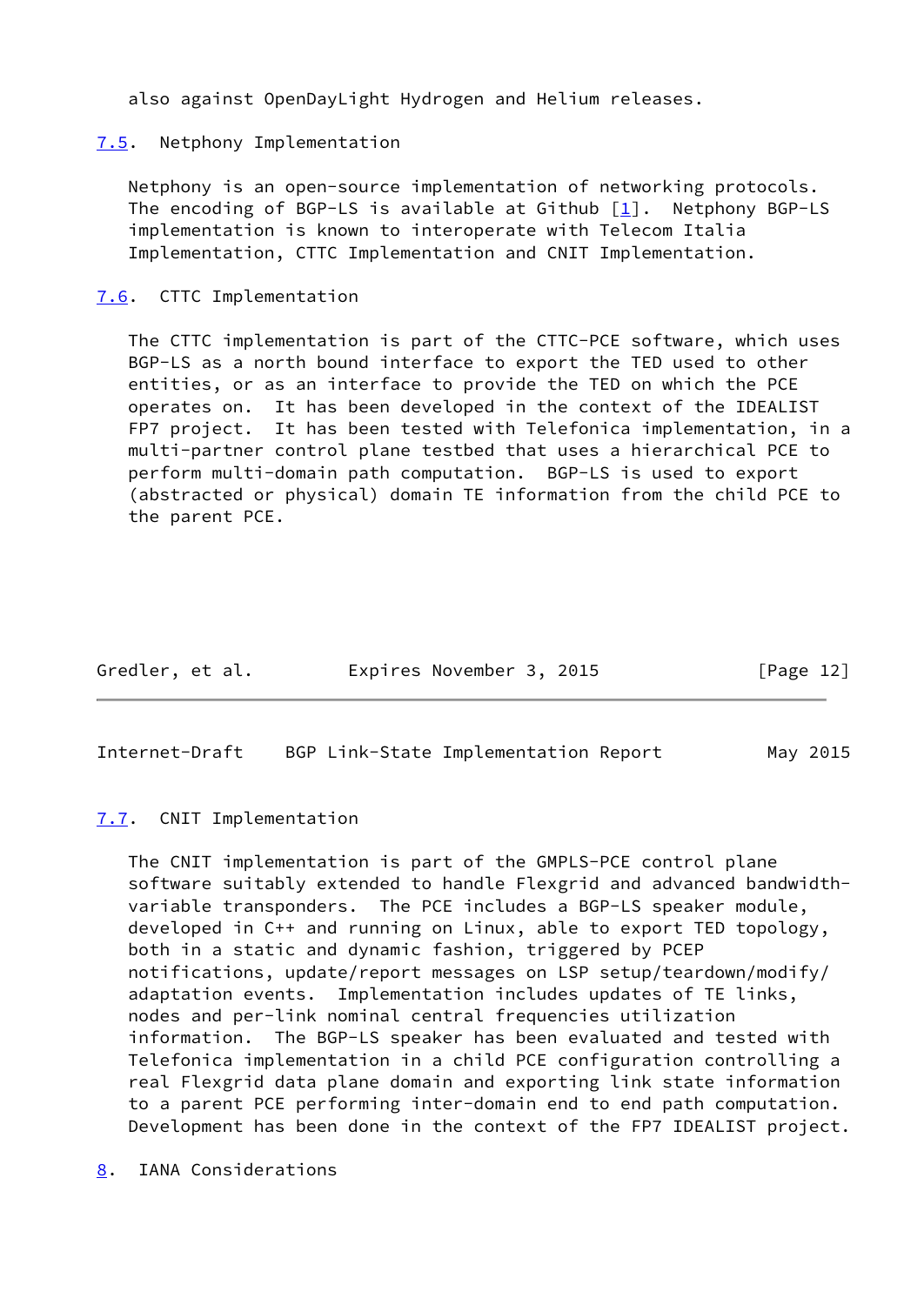also against OpenDayLight Hydrogen and Helium releases.

### 7.5. Netphony Implementation

Netphony is an open-source implementation of networking protocols. The encoding of BGP-LS is available at Github [1]. Netphony BGP-LS implementation is known to interoperate with Telecom Italia Implementation, CTTC Implementation and CNIT Implementation.

### 7.6. CTTC Implementation

The CTTC implementation is part of the CTTC-PCE software, which uses BGP-LS as a north bound interface to export the TED used to other entities, or as an interface to provide the TED on which the PCE operates on. It has been developed in the context of the IDEALIST FP7 project. It has been tested with Telefonica implementation, in a multi-partner control plane testbed that uses a hierarchical PCE to perform multi-domain path computation. BGP-LS is used to export (abstracted or physical) domain TE information from the child PCE to the parent PCE.

### 7.7. CNIT Implementation

The CNIT implementation is part of the GMPLS-PCE control plane software suitably extended to handle Flexgrid and advanced bandwidth-variable transponders. The PCE includes a BGP-LS speaker module, developed in C++ and running on Linux, able to export TED topology, both in a static and dynamic fashion, triggered by PCEP notifications, update/report messages on LSP setup/teardown/modify/adaptation events. Implementation includes updates of TE links, nodes and per-link nominal central frequencies utilization information. The BGP-LS speaker has been evaluated and tested with Telefonica implementation in a child PCE configuration controlling a real Flexgrid data plane domain and exporting link state information to a parent PCE performing inter-domain end to end path computation. Development has been done in the context of the FP7 IDEALIST project.

## 8. IANA Considerations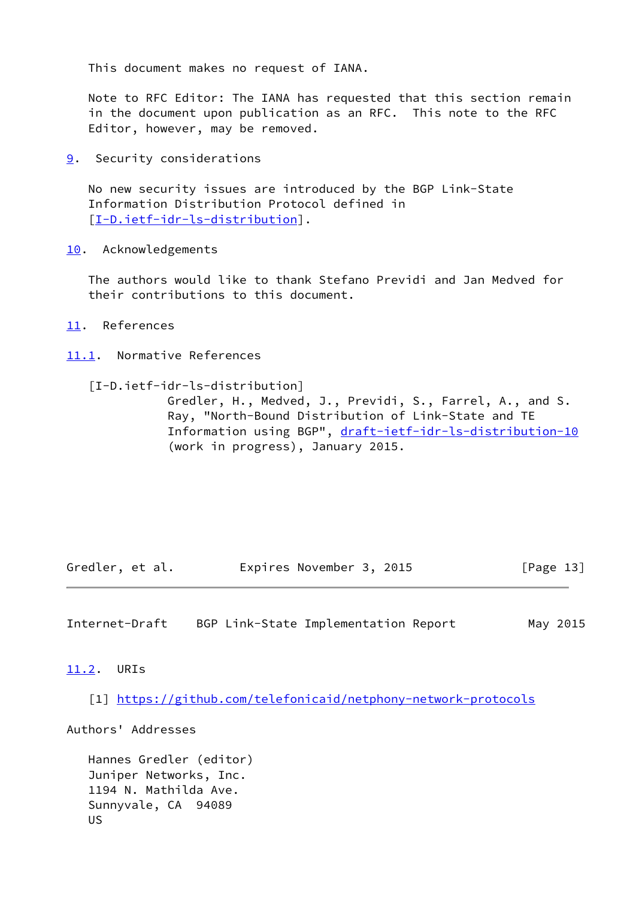This document makes no request of IANA.

Note to RFC Editor: The IANA has requested that this section remain in the document upon publication as an RFC. This note to the RFC Editor, however, may be removed.

## 9. Security considerations

No new security issues are introduced by the BGP Link-State Information Distribution Protocol defined in [I-D.ietf-idr-ls-distribution].

## 10. Acknowledgements

The authors would like to thank Stefano Previdi and Jan Medved for their contributions to this document.

## 11. References

### 11.1. Normative References

[I-D.ietf-idr-ls-distribution]
Gredler, H., Medved, J., Previdi, S., Farrel, A., and S. Ray, "North-Bound Distribution of Link-State and TE Information using BGP", draft-ietf-idr-ls-distribution-10 (work in progress), January 2015.

### 11.2. URIs

[1] https://github.com/telefonicaid/netphony-network-protocols

## Authors' Addresses

Hannes Gredler (editor)
Juniper Networks, Inc.
1194 N. Mathilda Ave.
Sunnyvale, CA 94089
US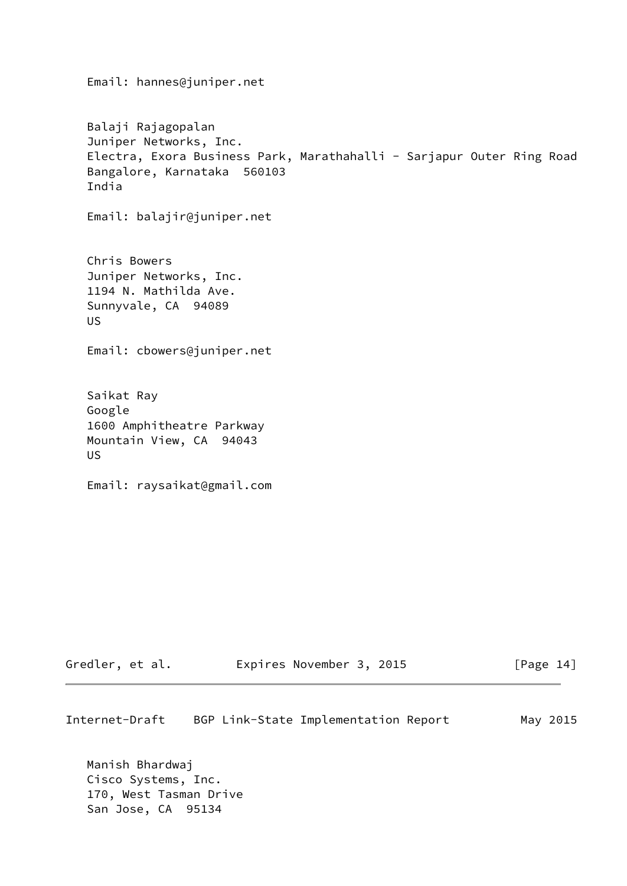Email: hannes@juniper.net

Balaji Rajagopalan
Juniper Networks, Inc.
Electra, Exora Business Park, Marathahalli - Sarjapur Outer Ring Road
Bangalore, Karnataka  560103
India

Email: balajir@juniper.net

Chris Bowers
Juniper Networks, Inc.
1194 N. Mathilda Ave.
Sunnyvale, CA  94089
US

Email: cbowers@juniper.net

Saikat Ray
Google
1600 Amphitheatre Parkway
Mountain View, CA  94043
US

Email: raysaikat@gmail.com

Manish Bhardwaj
Cisco Systems, Inc.
170, West Tasman Drive
San Jose, CA  95134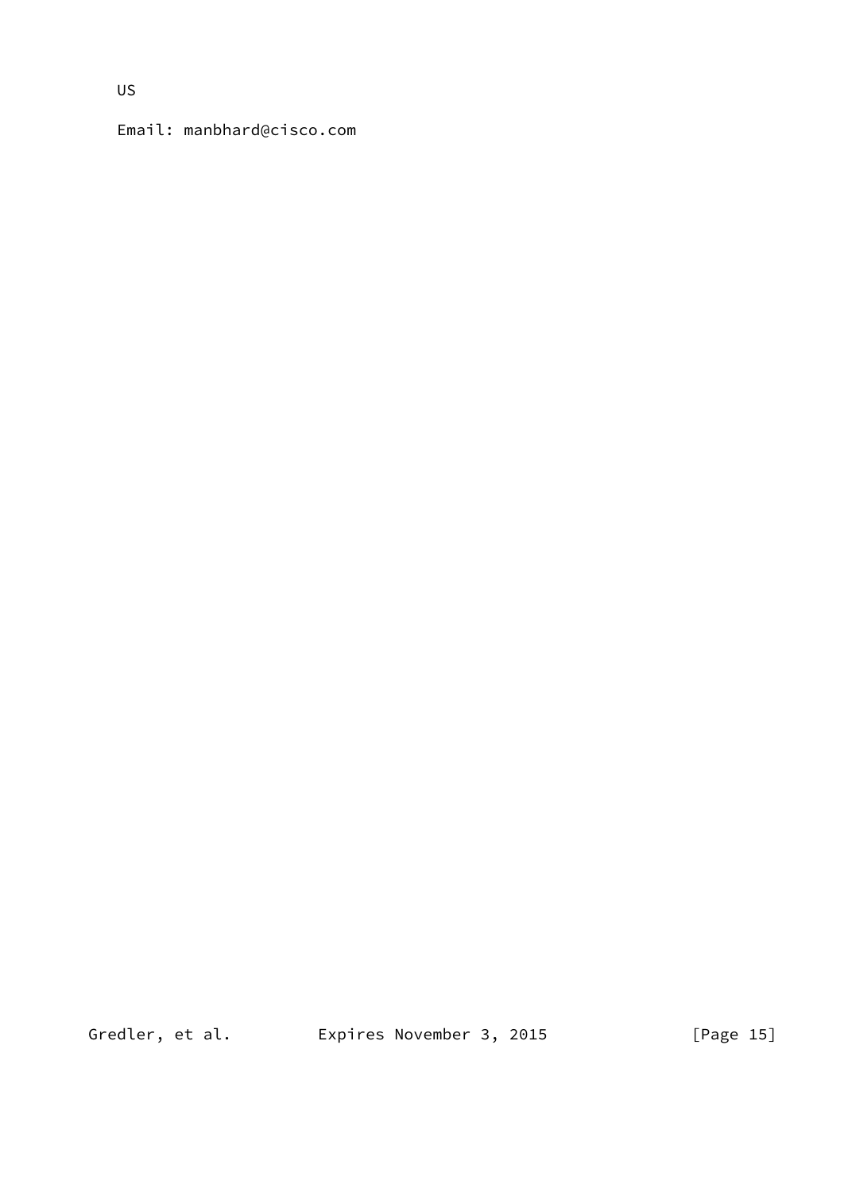US

Email: manbhard@cisco.com